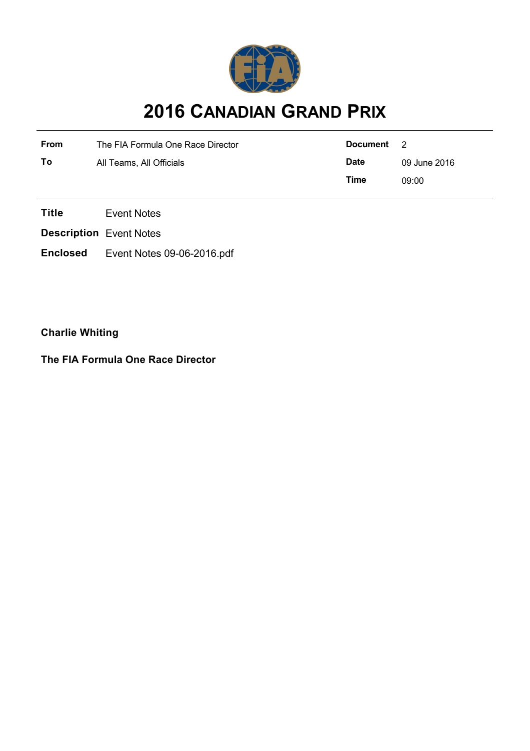# 2016 CANADIAN GRAND PRIX

| | | | |
|---|---|---|---|
| **From** | The FIA Formula One Race Director | **Document** | 2 |
| **To** | All Teams, All Officials | **Date** | 09 June 2016 |
| | | **Time** | 09:00 |

**Title** Event Notes

**Description** Event Notes

**Enclosed** Event Notes 09-06-2016.pdf

**Charlie Whiting**

**The FIA Formula One Race Director**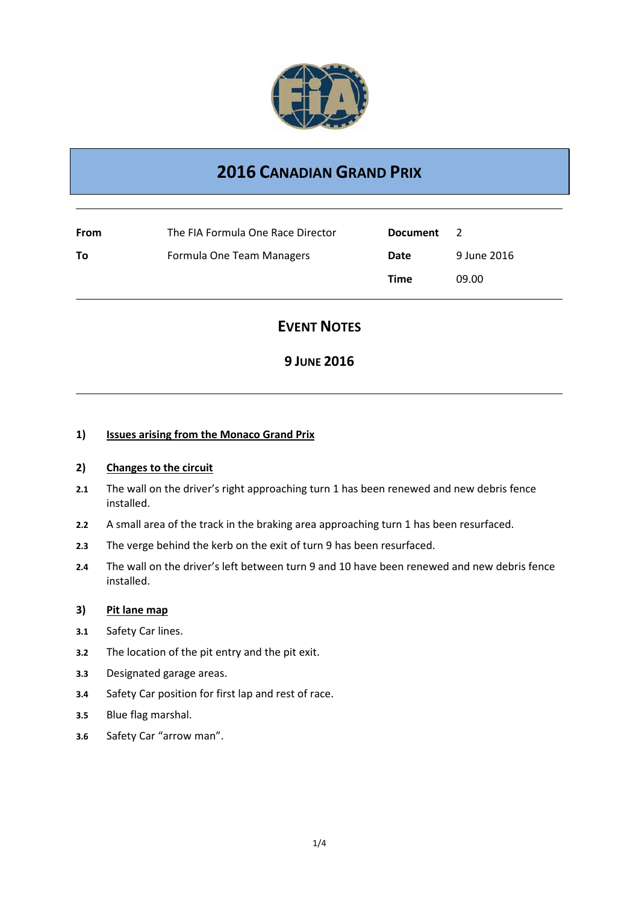# 2016 Canadian Grand Prix

| | | | |
|---|---|---|---|
| **From** | The FIA Formula One Race Director | **Document** | 2 |
| **To** | Formula One Team Managers | **Date** | 9 June 2016 |
| | | **Time** | 09.00 |

## Event Notes

## 9 June 2016

**1) Issues arising from the Monaco Grand Prix**

**2) Changes to the circuit**

**2.1** The wall on the driver's right approaching turn 1 has been renewed and new debris fence installed.

**2.2** A small area of the track in the braking area approaching turn 1 has been resurfaced.

**2.3** The verge behind the kerb on the exit of turn 9 has been resurfaced.

**2.4** The wall on the driver's left between turn 9 and 10 have been renewed and new debris fence installed.

**3) Pit lane map**

**3.1** Safety Car lines.

**3.2** The location of the pit entry and the pit exit.

**3.3** Designated garage areas.

**3.4** Safety Car position for first lap and rest of race.

**3.5** Blue flag marshal.

**3.6** Safety Car "arrow man".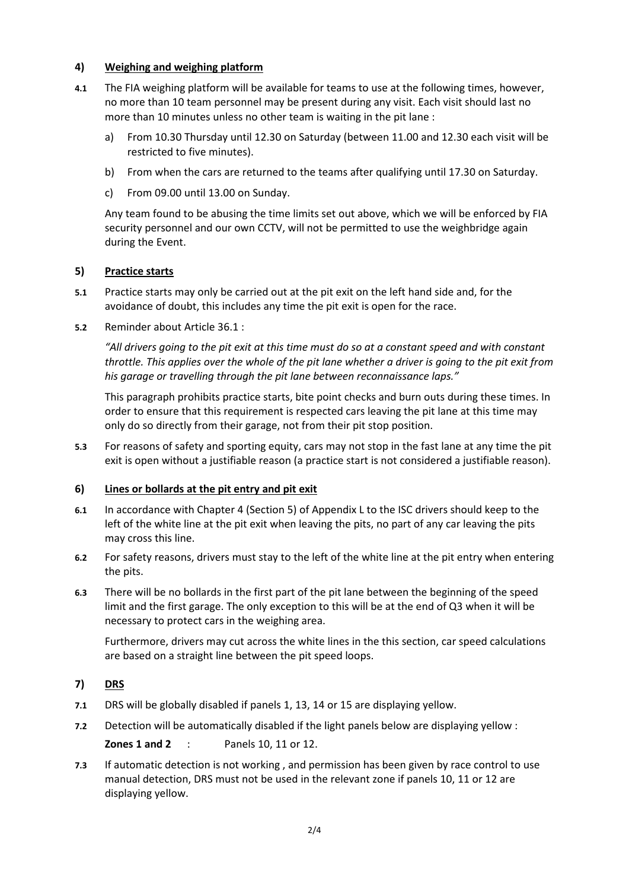## 4) Weighing and weighing platform

**4.1** The FIA weighing platform will be available for teams to use at the following times, however, no more than 10 team personnel may be present during any visit. Each visit should last no more than 10 minutes unless no other team is waiting in the pit lane :

a) From 10.30 Thursday until 12.30 on Saturday (between 11.00 and 12.30 each visit will be restricted to five minutes).

b) From when the cars are returned to the teams after qualifying until 17.30 on Saturday.

c) From 09.00 until 13.00 on Sunday.

Any team found to be abusing the time limits set out above, which we will be enforced by FIA security personnel and our own CCTV, will not be permitted to use the weighbridge again during the Event.

## 5) Practice starts

**5.1** Practice starts may only be carried out at the pit exit on the left hand side and, for the avoidance of doubt, this includes any time the pit exit is open for the race.

**5.2** Reminder about Article 36.1 :

*"All drivers going to the pit exit at this time must do so at a constant speed and with constant throttle. This applies over the whole of the pit lane whether a driver is going to the pit exit from his garage or travelling through the pit lane between reconnaissance laps."*

This paragraph prohibits practice starts, bite point checks and burn outs during these times. In order to ensure that this requirement is respected cars leaving the pit lane at this time may only do so directly from their garage, not from their pit stop position.

**5.3** For reasons of safety and sporting equity, cars may not stop in the fast lane at any time the pit exit is open without a justifiable reason (a practice start is not considered a justifiable reason).

## 6) Lines or bollards at the pit entry and pit exit

**6.1** In accordance with Chapter 4 (Section 5) of Appendix L to the ISC drivers should keep to the left of the white line at the pit exit when leaving the pits, no part of any car leaving the pits may cross this line.

**6.2** For safety reasons, drivers must stay to the left of the white line at the pit entry when entering the pits.

**6.3** There will be no bollards in the first part of the pit lane between the beginning of the speed limit and the first garage. The only exception to this will be at the end of Q3 when it will be necessary to protect cars in the weighing area.

Furthermore, drivers may cut across the white lines in the this section, car speed calculations are based on a straight line between the pit speed loops.

## 7) DRS

**7.1** DRS will be globally disabled if panels 1, 13, 14 or 15 are displaying yellow.

**7.2** Detection will be automatically disabled if the light panels below are displaying yellow :

**Zones 1 and 2** : Panels 10, 11 or 12.

**7.3** If automatic detection is not working , and permission has been given by race control to use manual detection, DRS must not be used in the relevant zone if panels 10, 11 or 12 are displaying yellow.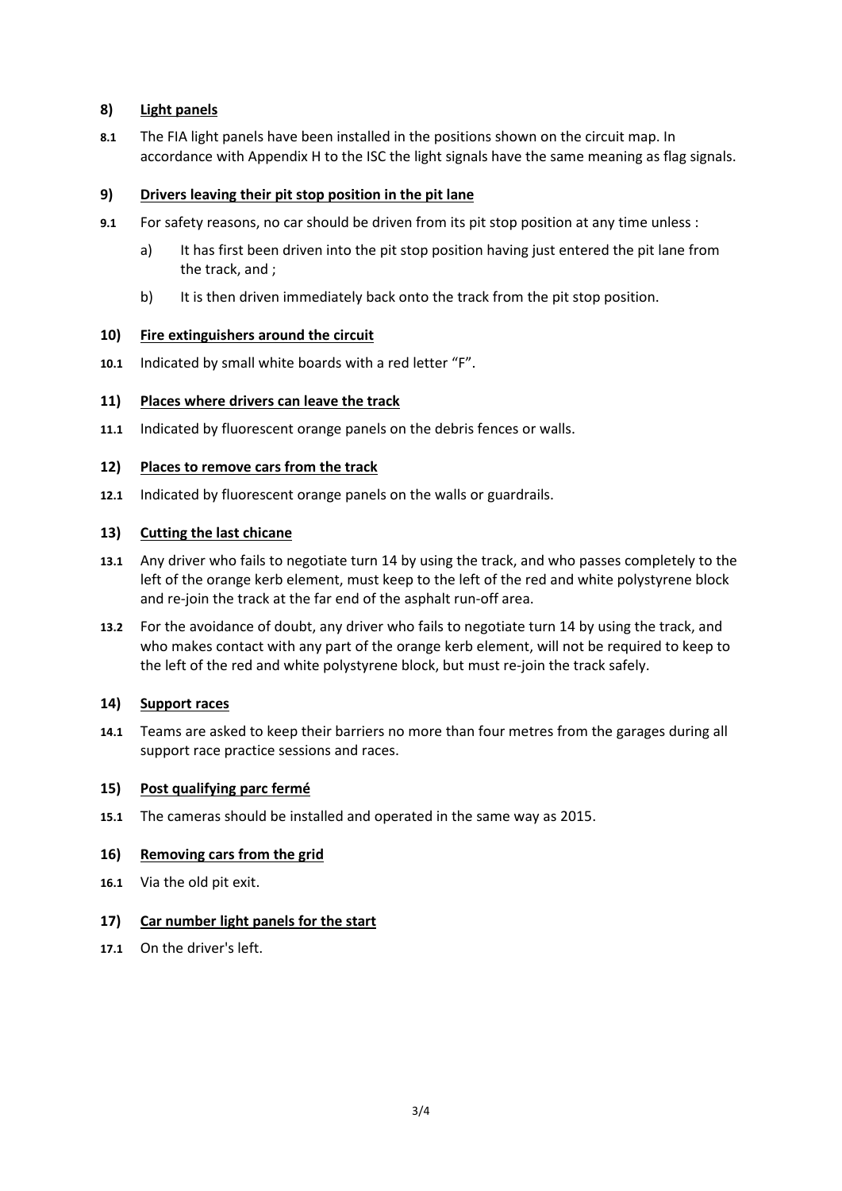## 8) Light panels

**8.1** The FIA light panels have been installed in the positions shown on the circuit map. In accordance with Appendix H to the ISC the light signals have the same meaning as flag signals.

## 9) Drivers leaving their pit stop position in the pit lane

**9.1** For safety reasons, no car should be driven from its pit stop position at any time unless :

a) It has first been driven into the pit stop position having just entered the pit lane from the track, and ;

b) It is then driven immediately back onto the track from the pit stop position.

## 10) Fire extinguishers around the circuit

**10.1** Indicated by small white boards with a red letter "F".

## 11) Places where drivers can leave the track

**11.1** Indicated by fluorescent orange panels on the debris fences or walls.

## 12) Places to remove cars from the track

**12.1** Indicated by fluorescent orange panels on the walls or guardrails.

## 13) Cutting the last chicane

**13.1** Any driver who fails to negotiate turn 14 by using the track, and who passes completely to the left of the orange kerb element, must keep to the left of the red and white polystyrene block and re-join the track at the far end of the asphalt run-off area.

**13.2** For the avoidance of doubt, any driver who fails to negotiate turn 14 by using the track, and who makes contact with any part of the orange kerb element, will not be required to keep to the left of the red and white polystyrene block, but must re-join the track safely.

## 14) Support races

**14.1** Teams are asked to keep their barriers no more than four metres from the garages during all support race practice sessions and races.

## 15) Post qualifying parc fermé

**15.1** The cameras should be installed and operated in the same way as 2015.

## 16) Removing cars from the grid

**16.1** Via the old pit exit.

## 17) Car number light panels for the start

**17.1** On the driver's left.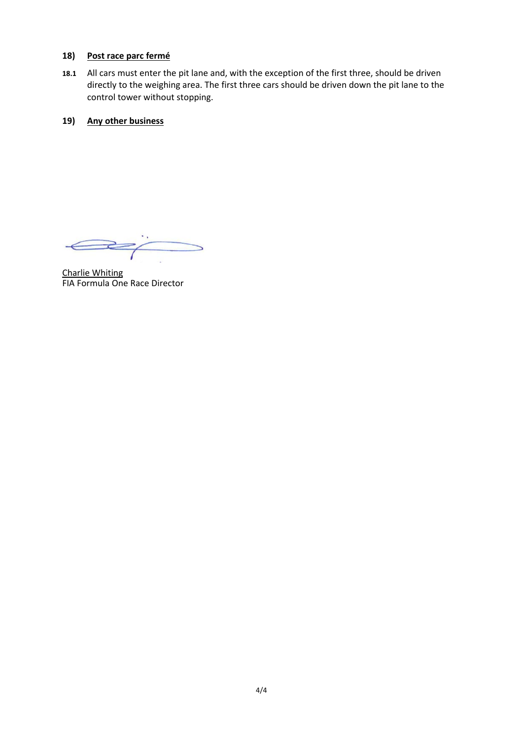## 18) Post race parc fermé

**18.1** All cars must enter the pit lane and, with the exception of the first three, should be driven directly to the weighing area. The first three cars should be driven down the pit lane to the control tower without stopping.

## 19) Any other business

Charlie Whiting
FIA Formula One Race Director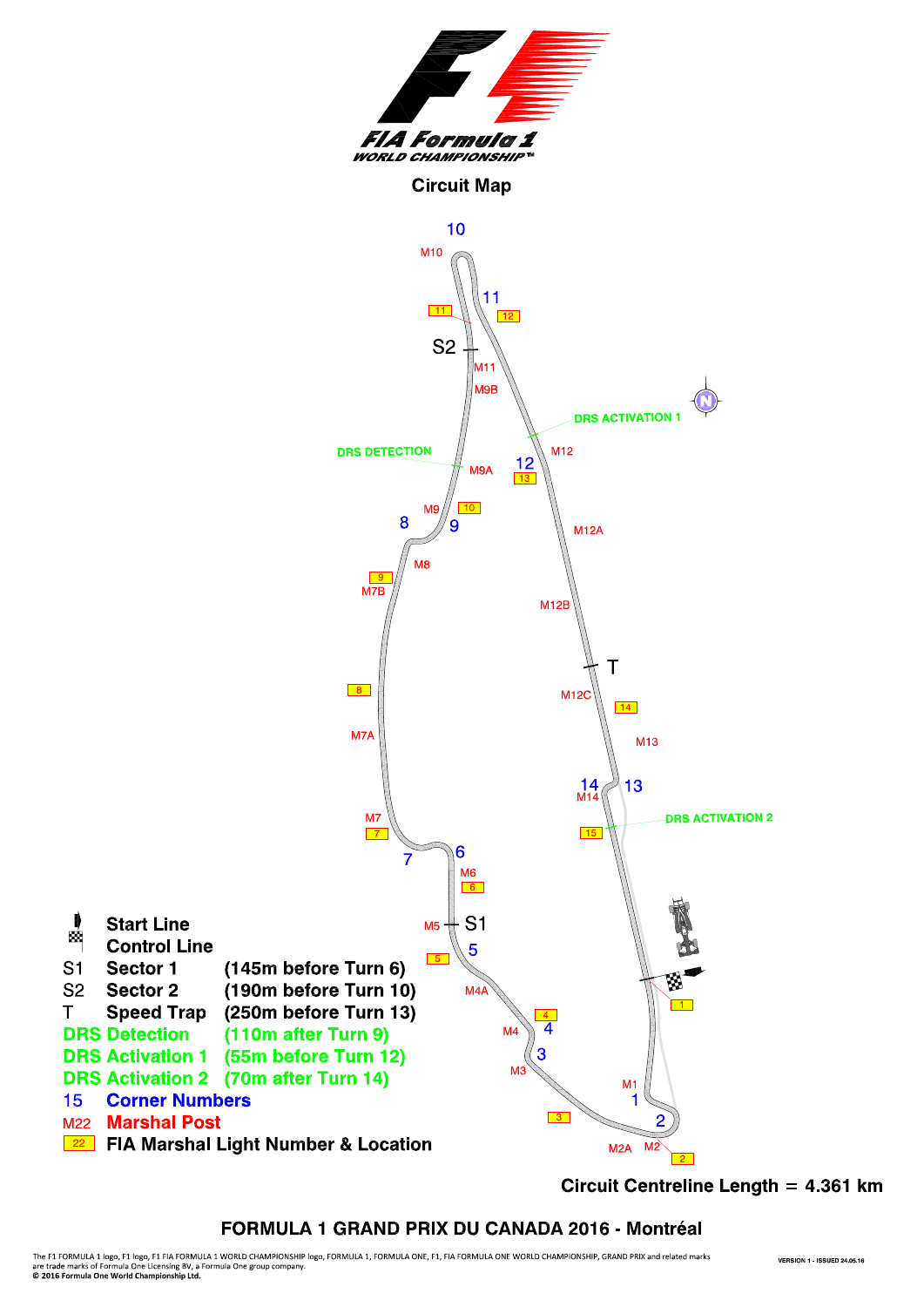# FIA Formula 1 World Championship

## Circuit Map

| | | |
|---|---|---|
| | Start Line | |
| | Control Line | |
| S1 | Sector 1 | (145m before Turn 6) |
| S2 | Sector 2 | (190m before Turn 10) |
| T | Speed Trap | (250m before Turn 13) |
| DRS Detection | | (110m after Turn 9) |
| DRS Activation 1 | | (55m before Turn 12) |
| DRS Activation 2 | | (70m after Turn 14) |
| 15 | Corner Numbers | |
| M22 | Marshal Post | |
| 22 | FIA Marshal Light Number & Location | |

Circuit Centreline Length = 4.361 km

**FORMULA 1 GRAND PRIX DU CANADA 2016 - Montréal**

The F1 FORMULA 1 logo, F1 logo, F1 FIA FORMULA 1 WORLD CHAMPIONSHIP logo, FORMULA 1, FORMULA ONE, F1, FIA FORMULA ONE WORLD CHAMPIONSHIP, GRAND PRIX and related marks are trade marks of Formula One Licensing BV, a Formula One group company.
© 2016 Formula One World Championship Ltd.

VERSION 1 - ISSUED 24.05.16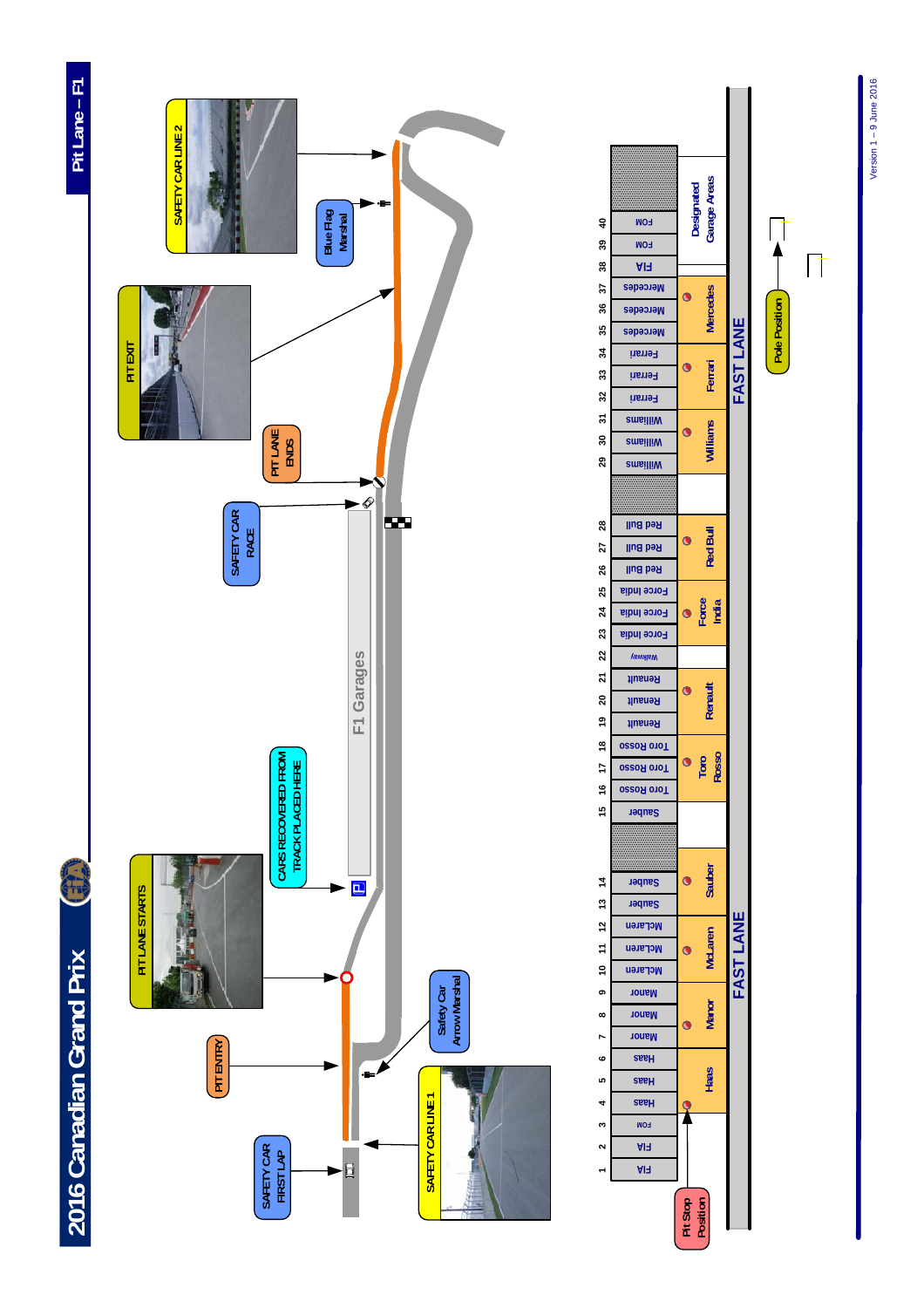# 2016 Canadian Grand Prix

## Pit Lane – F1

SAFETY CAR FIRST LAP

PIT ENTRY

SAFETY CAR LINE 1

Safety Car Arrow Marshal

PIT LANE STARTS

CARS RECOVERED FROM TRACK PLACED HERE

F1 Garages

SAFETY CAR RACE

PIT LANE ENDS

PIT EXIT

Blue Flag Marshal

SAFETY CAR LINE 2

| Garage | Occupant | Team |
| --- | --- | --- |
| 1 | FIA | |
| 2 | FIA | |
| 3 | FOM | |
| 4 | Haas | Haas |
| 5 | Haas | Haas |
| 6 | Haas | Haas |
| 7 | Manor | Manor |
| 8 | Manor | Manor |
| 9 | Manor | Manor |
| 10 | McLaren | McLaren |
| 11 | McLaren | McLaren |
| 12 | McLaren | McLaren |
| 13 | Sauber | Sauber |
| 14 | Sauber | Sauber |
| 15 | Sauber | |
| 16 | Toro Rosso | Toro Rosso |
| 17 | Toro Rosso | Toro Rosso |
| 18 | Toro Rosso | Toro Rosso |
| 19 | Renault | Renault |
| 20 | Renault | Renault |
| 21 | Renault | Renault |
| 22 | Walkway | |
| 23 | Force India | Force India |
| 24 | Force India | Force India |
| 25 | Force India | Force India |
| 26 | Red Bull | Red Bull |
| 27 | Red Bull | Red Bull |
| 28 | Red Bull | Red Bull |
| 29 | Williams | Williams |
| 30 | Williams | Williams |
| 31 | Williams | Williams |
| 32 | Ferrari | Ferrari |
| 33 | Ferrari | Ferrari |
| 34 | Ferrari | Ferrari |
| 35 | Mercedes | Mercedes |
| 36 | Mercedes | Mercedes |
| 37 | Mercedes | Mercedes |
| 38 | FIA | Designated Garage Areas |
| 39 | FOM | Designated Garage Areas |
| 40 | FOM | Designated Garage Areas |

Pit Stop Position

FAST LANE

FAST LANE

Pole Position

Version 1 – 9 June 2016